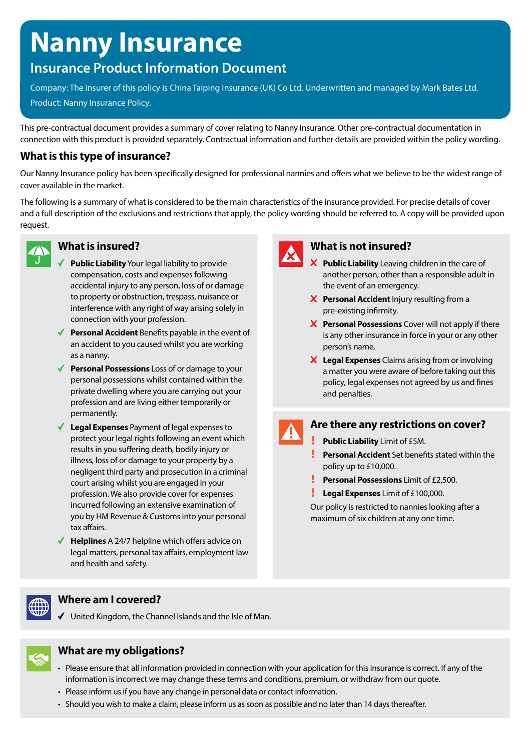# Nanny Insurance

## Insurance Product Information Document

Company: The insurer of this policy is China Taiping Insurance (UK) Co Ltd. Underwritten and managed by Mark Bates Ltd.

Product: Nanny Insurance Policy.

This pre-contractual document provides a summary of cover relating to Nanny Insurance. Other pre-contractual documentation in connection with this product is provided separately. Contractual information and further details are provided within the policy wording.

### What is this type of insurance?

Our Nanny Insurance policy has been specifically designed for professional nannies and offers what we believe to be the widest range of cover available in the market.

The following is a summary of what is considered to be the main characteristics of the insurance provided. For precise details of cover and a full description of the exclusions and restrictions that apply, the policy wording should be referred to. A copy will be provided upon request.

### What is insured?

- ✔ **Public Liability** Your legal liability to provide compensation, costs and expenses following accidental injury to any person, loss of or damage to property or obstruction, trespass, nuisance or interference with any right of way arising solely in connection with your profession.
- ✔ **Personal Accident** Benefits payable in the event of an accident to you caused whilst you are working as a nanny.
- ✔ **Personal Possessions** Loss of or damage to your personal possessions whilst contained within the private dwelling where you are carrying out your profession and are living either temporarily or permanently.
- ✔ **Legal Expenses** Payment of legal expenses to protect your legal rights following an event which results in you suffering death, bodily injury or illness, loss of or damage to your property by a negligent third party and prosecution in a criminal court arising whilst you are engaged in your profession. We also provide cover for expenses incurred following an extensive examination of you by HM Revenue & Customs into your personal tax affairs.
- ✔ **Helplines** A 24/7 helpline which offers advice on legal matters, personal tax affairs, employment law and health and safety.

### What is not insured?

- ✘ **Public Liability** Leaving children in the care of another person, other than a responsible adult in the event of an emergency.
- ✘ **Personal Accident** Injury resulting from a pre-existing infirmity.
- ✘ **Personal Possessions** Cover will not apply if there is any other insurance in force in your or any other person's name.
- ✘ **Legal Expenses** Claims arising from or involving a matter you were aware of before taking out this policy, legal expenses not agreed by us and fines and penalties.

### Are there any restrictions on cover?

- ! **Public Liability** Limit of £5M.
- ! **Personal Accident** Set benefits stated within the policy up to £10,000.
- ! **Personal Possessions** Limit of £2,500.
- ! **Legal Expenses** Limit of £100,000.

Our policy is restricted to nannies looking after a maximum of six children at any one time.

### Where am I covered?

- ✔ United Kingdom, the Channel Islands and the Isle of Man.

### What are my obligations?

- Please ensure that all information provided in connection with your application for this insurance is correct. If any of the information is incorrect we may change these terms and conditions, premium, or withdraw from our quote.
- Please inform us if you have any change in personal data or contact information.
- Should you wish to make a claim, please inform us as soon as possible and no later than 14 days thereafter.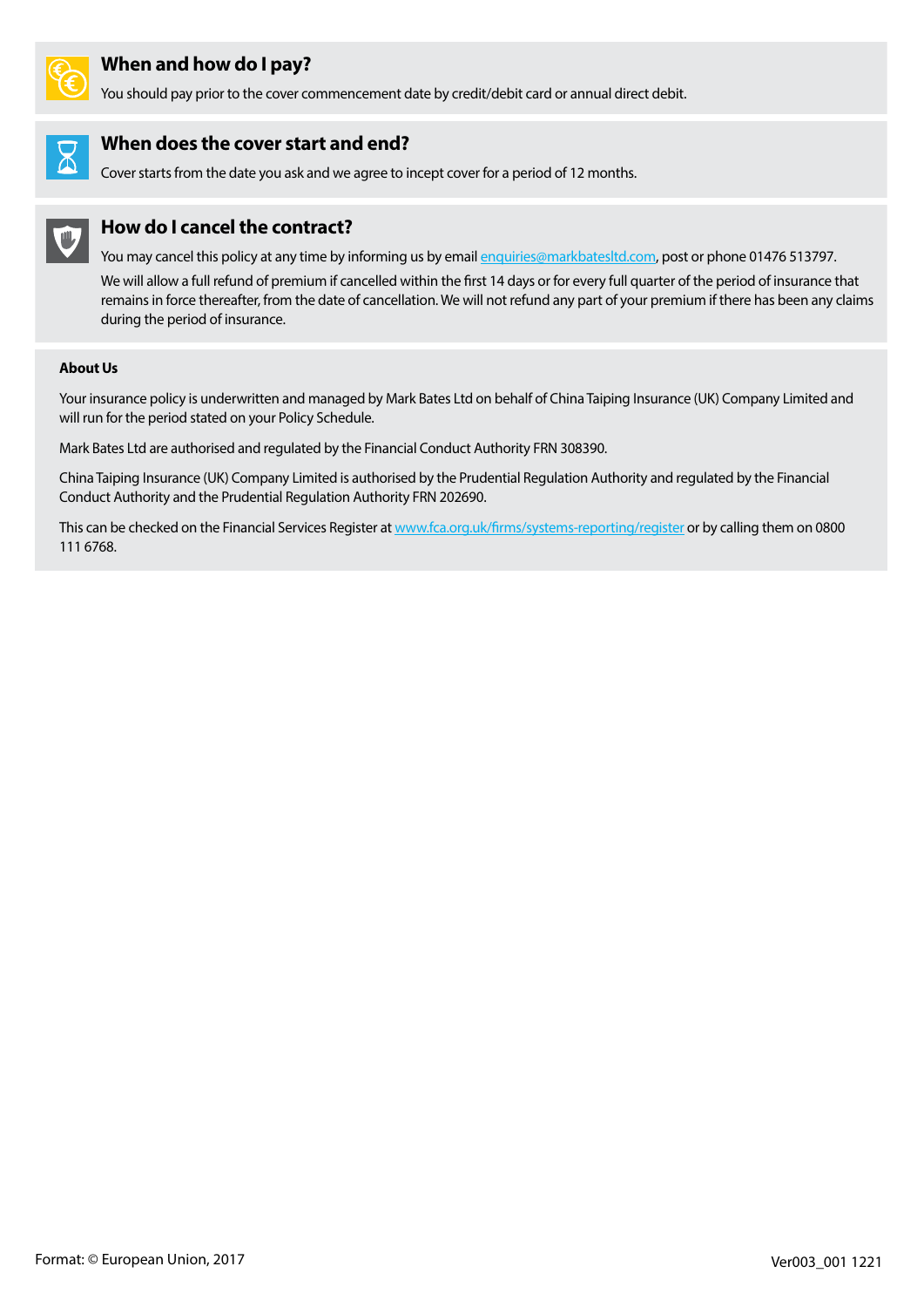## When and how do I pay?

You should pay prior to the cover commencement date by credit/debit card or annual direct debit.

## When does the cover start and end?

Cover starts from the date you ask and we agree to incept cover for a period of 12 months.

## How do I cancel the contract?

You may cancel this policy at any time by informing us by email enquiries@markbatesltd.com, post or phone 01476 513797.

We will allow a full refund of premium if cancelled within the first 14 days or for every full quarter of the period of insurance that remains in force thereafter, from the date of cancellation. We will not refund any part of your premium if there has been any claims during the period of insurance.

**About Us**

Your insurance policy is underwritten and managed by Mark Bates Ltd on behalf of China Taiping Insurance (UK) Company Limited and will run for the period stated on your Policy Schedule.

Mark Bates Ltd are authorised and regulated by the Financial Conduct Authority FRN 308390.

China Taiping Insurance (UK) Company Limited is authorised by the Prudential Regulation Authority and regulated by the Financial Conduct Authority and the Prudential Regulation Authority FRN 202690.

This can be checked on the Financial Services Register at www.fca.org.uk/firms/systems-reporting/register or by calling them on 0800 111 6768.

Format: © European Union, 2017

Ver003_001 1221